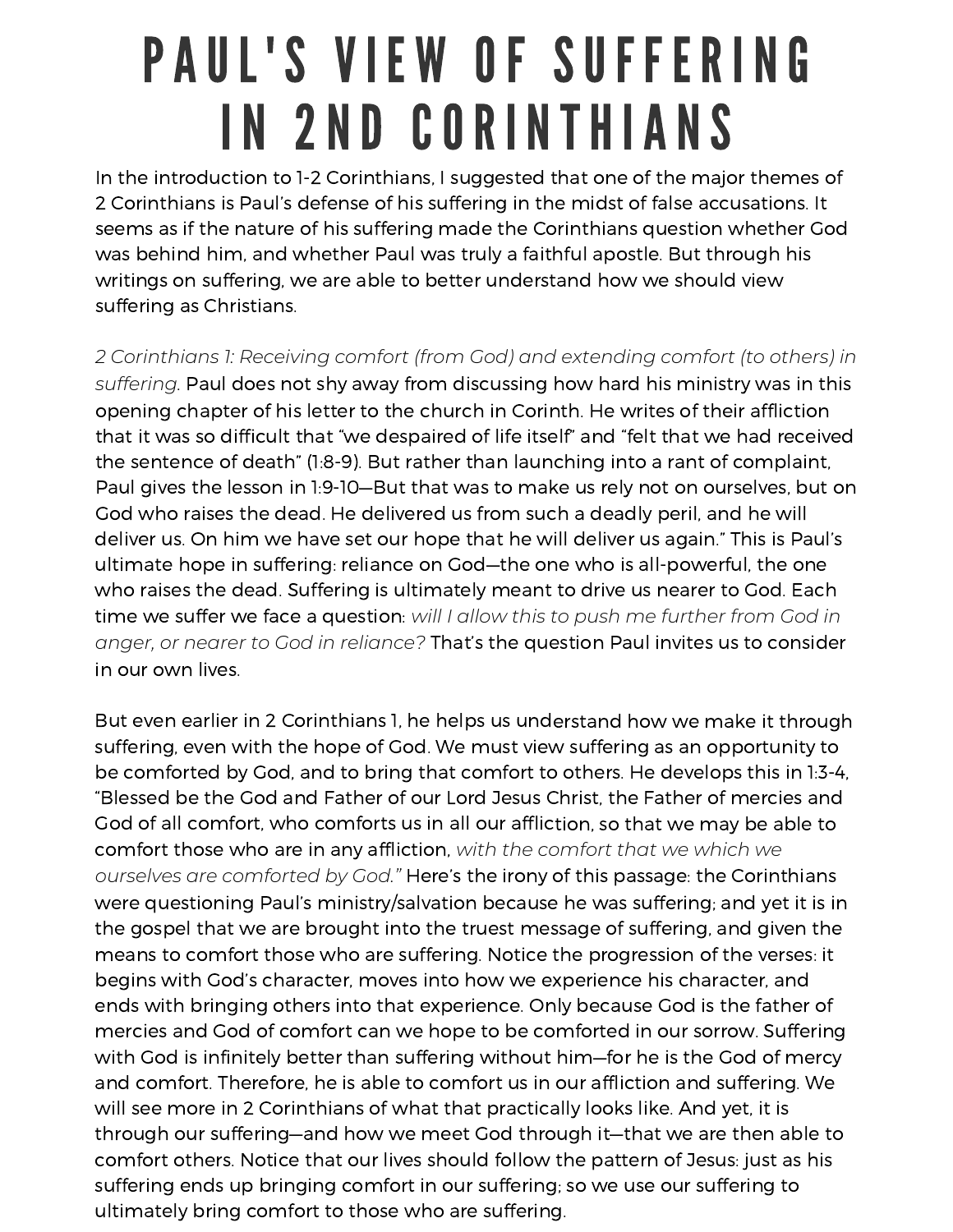# PAUL'S VIEW OF SUFFERING IN 2ND CORINTHIANS

In the introduction to 1-2 Corinthians, I suggested that one of the major themes of 2 Corinthians is Paul's defense of his suffering in the midst of false accusations. It seems as if the nature of his suffering made the Corinthians question whether God was behind him, and whether Paul was truly a faithful apostle. But through his writings on suffering, we are able to better understand how we should view suffering as Christians.

*2 Corinthians 1: Receiving comfort (from God) and extending comfort (to others) in suffering.* Paul does not shy away from discussing how hard his ministry was in this opening chapter of his letter to the church in Corinth. He writes of their affliction that it was so difficult that "we despaired of life itself" and "felt that we had received the sentence of death" (1:8-9). But rather than launching into a rant of complaint, Paul gives the lesson in 1:9-10—But that was to make us rely not on ourselves, but on God who raises the dead. He delivered us from such a deadly peril, and he will deliver us. On him we have set our hope that he will deliver us again." This is Paul's ultimate hope in suffering: reliance on God—the one who is all-powerful, the one who raises the dead. Suffering is ultimately meant to drive us nearer to God. Each time we suffer we face a question: *will I allow this to push me further from God in anger, or nearer to God in reliance?* That's the question Paul invites us to consider in our own lives.

But even earlier in 2 Corinthians 1, he helps us understand how we make it through suffering, even with the hope of God. We must view suffering as an opportunity to be comforted by God, and to bring that comfort to others. He develops this in 1:3-4, "Blessed be the God and Father of our Lord Jesus Christ, the Father of mercies and God of all comfort, who comforts us in all our affliction, so that we may be able to comfort those who are in any affliction, *with the comfort that we which we ourselves are comforted by God."* Here's the irony of this passage: the Corinthians were questioning Paul's ministry/salvation because he was suffering; and yet it is in the gospel that we are brought into the truest message of suffering, and given the means to comfort those who are suffering. Notice the progression of the verses: it begins with God's character, moves into how we experience his character, and ends with bringing others into that experience. Only because God is the father of mercies and God of comfort can we hope to be comforted in our sorrow. Suffering with God is infinitely better than suffering without him—for he is the God of mercy and comfort. Therefore, he is able to comfort us in our affliction and suffering. We will see more in 2 Corinthians of what that practically looks like. And yet, it is through our suffering—and how we meet God through it—that we are then able to comfort others. Notice that our lives should follow the pattern of Jesus: just as his suffering ends up bringing comfort in our suffering; so we use our suffering to ultimately bring comfort to those who are suffering.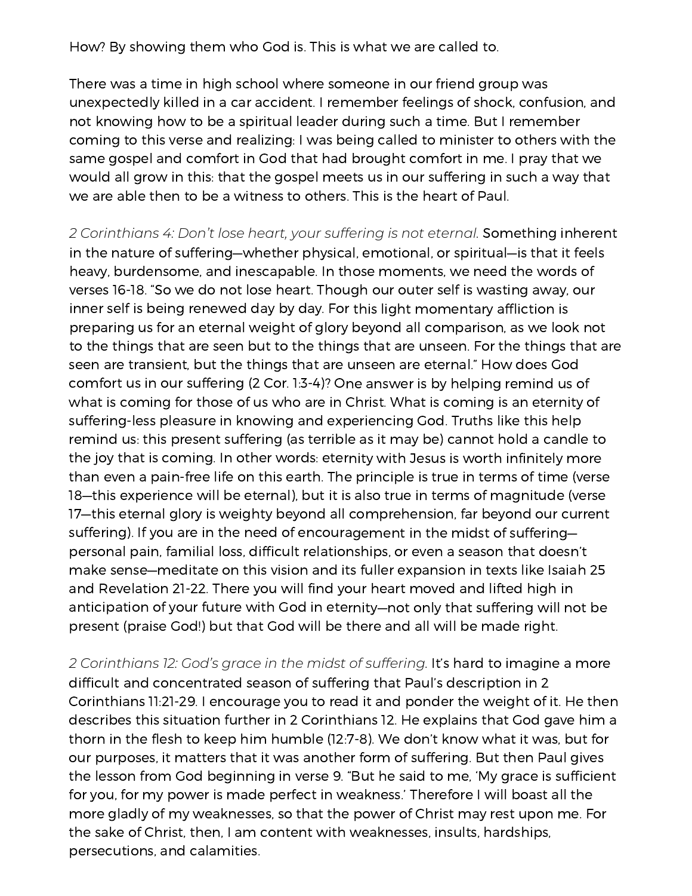How? By showing them who God is. This is what we are called to.

There was a time in high school where someone in our friend group was unexpectedly killed in a car accident. I remember feelings of shock, confusion, and not knowing how to be a spiritual leader during such a time. But I remember coming to this verse and realizing: I was being called to minister to others with the same gospel and comfort in God that had brought comfort in me. I pray that we would all grow in this: that the gospel meets us in our suffering in such a way that we are able then to be a witness to others. This is the heart of Paul.

*2 Corinthians 4: Don't lose heart, your suffering is not eternal.* Something inherent in the nature of suffering—whether physical, emotional, or spiritual—is that it feels heavy, burdensome, and inescapable. In those moments, we need the words of verses 16-18. "So we do not lose heart. Though our outer self is wasting away, our inner self is being renewed day by day. For this light momentary affliction is preparing us for an eternal weight of glory beyond all comparison, as we look not to the things that are seen but to the things that are unseen. For the things that are seen are transient, but the things that are unseen are eternal." How does God comfort us in our suffering (2 Cor. 1:3-4)? One answer is by helping remind us of what is coming for those of us who are in Christ. What is coming is an eternity of suffering-less pleasure in knowing and experiencing God. Truths like this help remind us: this present suffering (as terrible as it may be) cannot hold a candle to the joy that is coming. In other words: eternity with Jesus is worth infinitely more than even a pain-free life on this earth. The principle is true in terms of time (verse 18—this experience will be eternal), but it is also true in terms of magnitude (verse 17—this eternal glory is weighty beyond all comprehension, far beyond our current suffering). If you are in the need of encouragement in the midst of suffering—personal pain, familial loss, difficult relationships, or even a season that doesn't make sense—meditate on this vision and its fuller expansion in texts like Isaiah 25 and Revelation 21-22. There you will find your heart moved and lifted high in anticipation of your future with God in eternity—not only that suffering will not be present (praise God!) but that God will be there and all will be made right.

*2 Corinthians 12: God's grace in the midst of suffering.* It's hard to imagine a more difficult and concentrated season of suffering that Paul's description in 2 Corinthians 11:21-29. I encourage you to read it and ponder the weight of it. He then describes this situation further in 2 Corinthians 12. He explains that God gave him a thorn in the flesh to keep him humble (12:7-8). We don't know what it was, but for our purposes, it matters that it was another form of suffering. But then Paul gives the lesson from God beginning in verse 9. "But he said to me, 'My grace is sufficient for you, for my power is made perfect in weakness.' Therefore I will boast all the more gladly of my weaknesses, so that the power of Christ may rest upon me. For the sake of Christ, then, I am content with weaknesses, insults, hardships, persecutions, and calamities.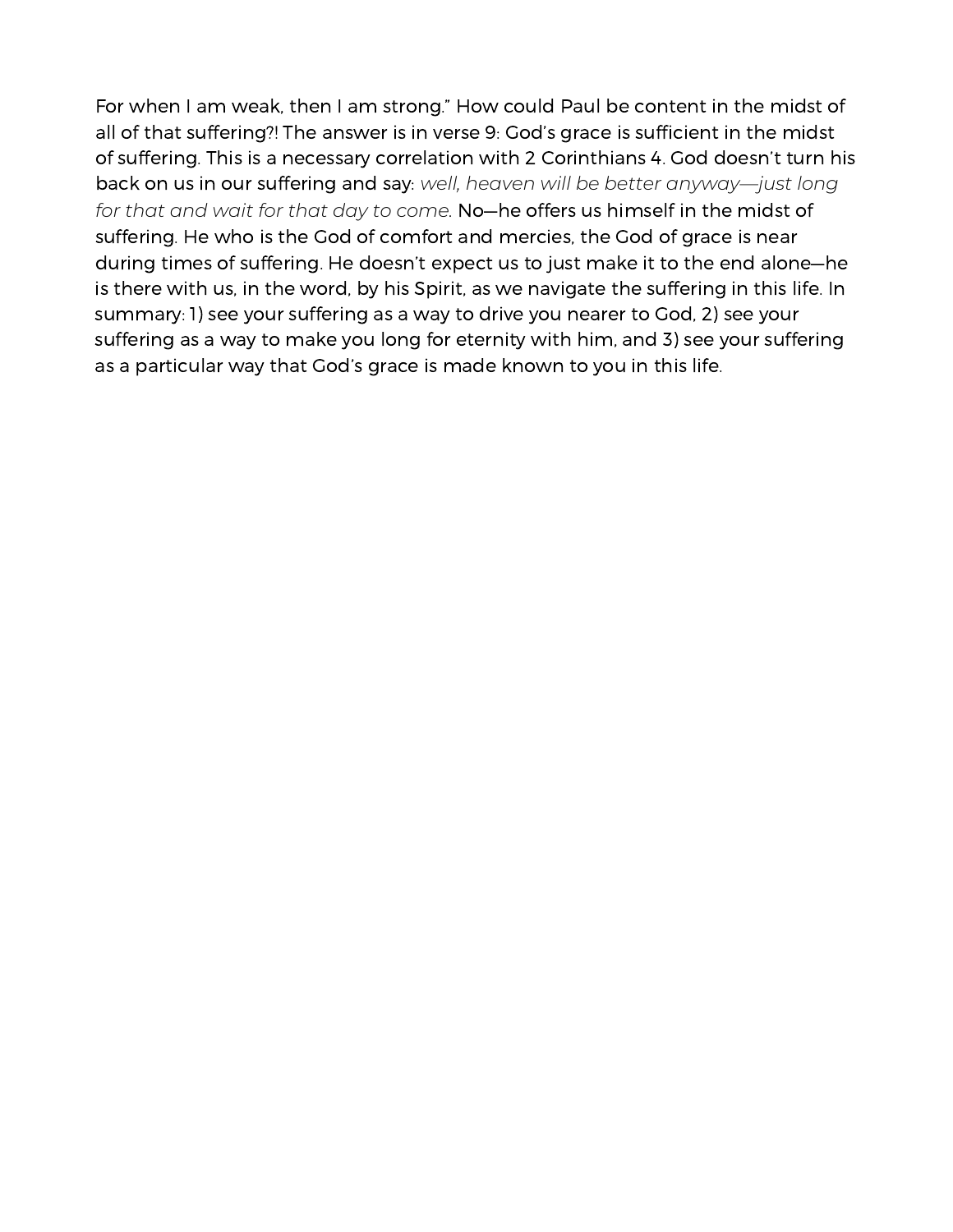For when I am weak, then I am strong." How could Paul be content in the midst of all of that suffering?! The answer is in verse 9: God's grace is sufficient in the midst of suffering. This is a necessary correlation with 2 Corinthians 4. God doesn't turn his back on us in our suffering and say: *well, heaven will be better anyway—just long for that and wait for that day to come.* No—he offers us himself in the midst of suffering. He who is the God of comfort and mercies, the God of grace is near during times of suffering. He doesn't expect us to just make it to the end alone—he is there with us, in the word, by his Spirit, as we navigate the suffering in this life. In summary: 1) see your suffering as a way to drive you nearer to God, 2) see your suffering as a way to make you long for eternity with him, and 3) see your suffering as a particular way that God's grace is made known to you in this life.